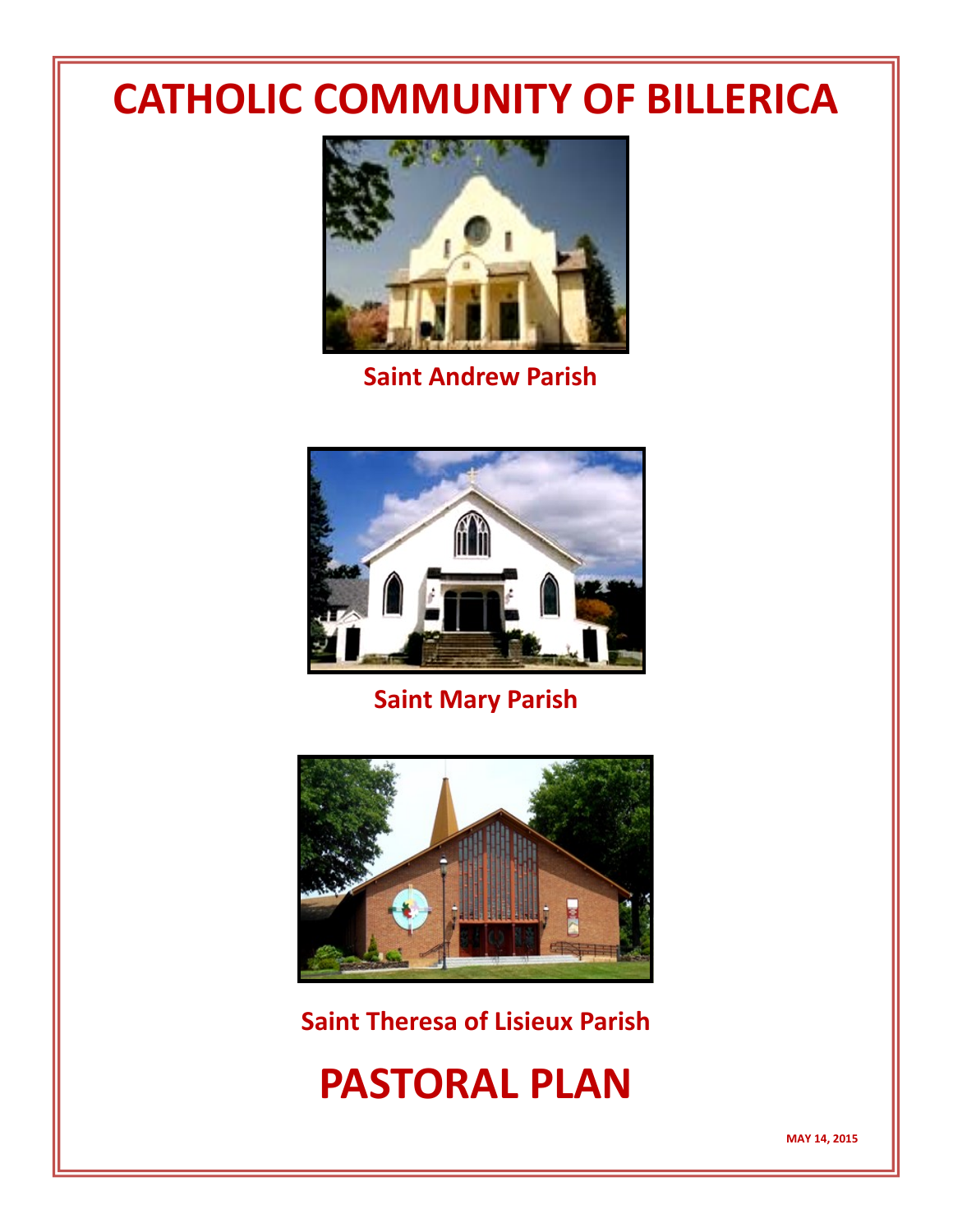# CATHOLIC COMMUNITY OF BILLERICA

**Saint Andrew Parish**

**Saint Mary Parish**

**Saint Theresa of Lisieux Parish**

# PASTORAL PLAN

**MAY 14, 2015**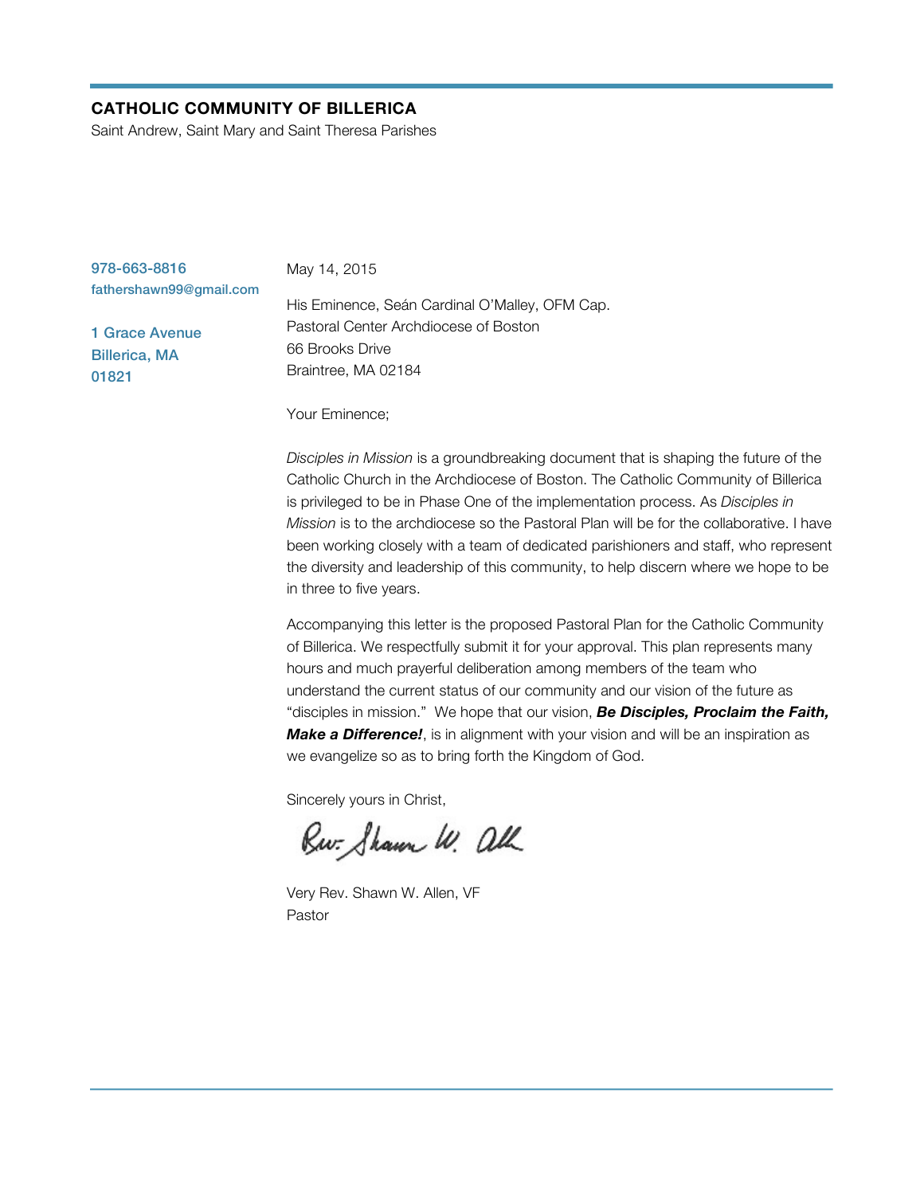**CATHOLIC COMMUNITY OF BILLERICA**
Saint Andrew, Saint Mary and Saint Theresa Parishes

978-663-8816
fathershawn99@gmail.com

1 Grace Avenue
Billerica, MA
01821

May 14, 2015

His Eminence, Seán Cardinal O'Malley, OFM Cap.
Pastoral Center Archdiocese of Boston
66 Brooks Drive
Braintree, MA 02184

Your Eminence;

*Disciples in Mission* is a groundbreaking document that is shaping the future of the Catholic Church in the Archdiocese of Boston. The Catholic Community of Billerica is privileged to be in Phase One of the implementation process. As *Disciples in Mission* is to the archdiocese so the Pastoral Plan will be for the collaborative. I have been working closely with a team of dedicated parishioners and staff, who represent the diversity and leadership of this community, to help discern where we hope to be in three to five years.

Accompanying this letter is the proposed Pastoral Plan for the Catholic Community of Billerica. We respectfully submit it for your approval. This plan represents many hours and much prayerful deliberation among members of the team who understand the current status of our community and our vision of the future as "disciples in mission." We hope that our vision, ***Be Disciples, Proclaim the Faith, Make a Difference!***, is in alignment with your vision and will be an inspiration as we evangelize so as to bring forth the Kingdom of God.

Sincerely yours in Christ,

Rev. Shawn W. Allen

Very Rev. Shawn W. Allen, VF
Pastor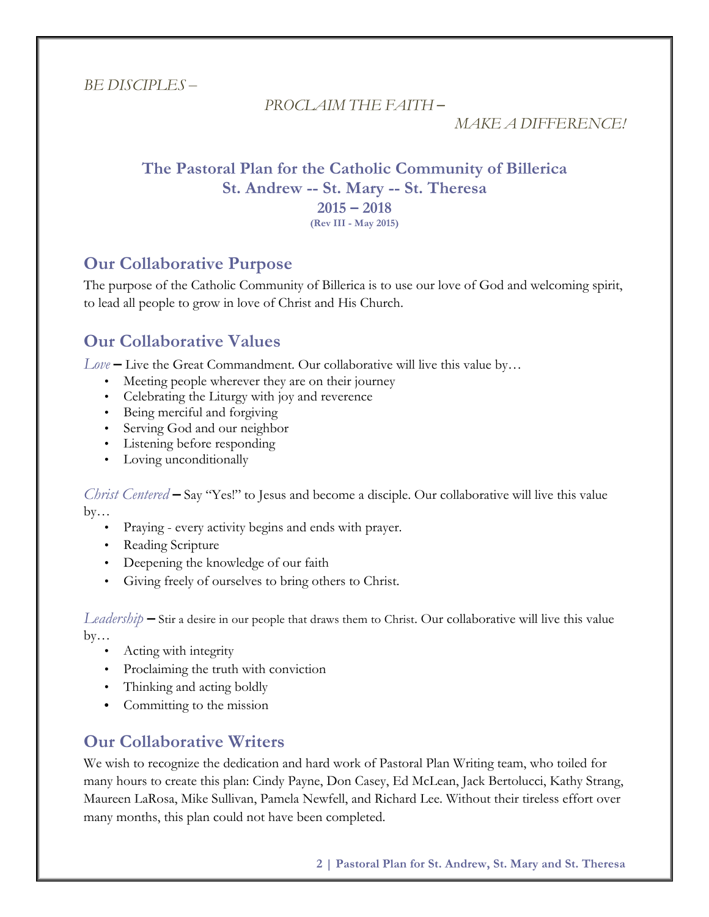*BE DISCIPLES –*

*PROCLAIM THE FAITH –*

*MAKE A DIFFERENCE!*

# The Pastoral Plan for the Catholic Community of Billerica
## St. Andrew -- St. Mary -- St. Theresa
## 2015 – 2018
**(Rev III - May 2015)**

## Our Collaborative Purpose

The purpose of the Catholic Community of Billerica is to use our love of God and welcoming spirit, to lead all people to grow in love of Christ and His Church.

## Our Collaborative Values

*Love* – Live the Great Commandment. Our collaborative will live this value by…

- Meeting people wherever they are on their journey
- Celebrating the Liturgy with joy and reverence
- Being merciful and forgiving
- Serving God and our neighbor
- Listening before responding
- Loving unconditionally

*Christ Centered* – Say "Yes!" to Jesus and become a disciple. Our collaborative will live this value by…

- Praying - every activity begins and ends with prayer.
- Reading Scripture
- Deepening the knowledge of our faith
- Giving freely of ourselves to bring others to Christ.

*Leadership* – Stir a desire in our people that draws them to Christ. Our collaborative will live this value by…

- Acting with integrity
- Proclaiming the truth with conviction
- Thinking and acting boldly
- Committing to the mission

## Our Collaborative Writers

We wish to recognize the dedication and hard work of Pastoral Plan Writing team, who toiled for many hours to create this plan: Cindy Payne, Don Casey, Ed McLean, Jack Bertolucci, Kathy Strang, Maureen LaRosa, Mike Sullivan, Pamela Newfell, and Richard Lee. Without their tireless effort over many months, this plan could not have been completed.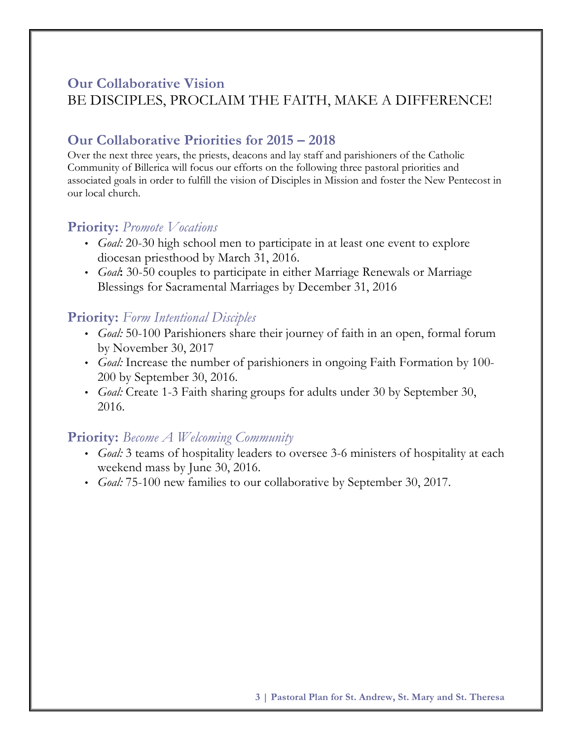## Our Collaborative Vision

BE DISCIPLES, PROCLAIM THE FAITH, MAKE A DIFFERENCE!

## Our Collaborative Priorities for 2015 – 2018

Over the next three years, the priests, deacons and lay staff and parishioners of the Catholic Community of Billerica will focus our efforts on the following three pastoral priorities and associated goals in order to fulfill the vision of Disciples in Mission and foster the New Pentecost in our local church.

### Priority: *Promote Vocations*

- *Goal:* 20-30 high school men to participate in at least one event to explore diocesan priesthood by March 31, 2016.
- *Goal*: 30-50 couples to participate in either Marriage Renewals or Marriage Blessings for Sacramental Marriages by December 31, 2016

### Priority: *Form Intentional Disciples*

- *Goal:* 50-100 Parishioners share their journey of faith in an open, formal forum by November 30, 2017
- *Goal:* Increase the number of parishioners in ongoing Faith Formation by 100-200 by September 30, 2016.
- *Goal:* Create 1-3 Faith sharing groups for adults under 30 by September 30, 2016.

### Priority: *Become A Welcoming Community*

- *Goal:* 3 teams of hospitality leaders to oversee 3-6 ministers of hospitality at each weekend mass by June 30, 2016.
- *Goal:* 75-100 new families to our collaborative by September 30, 2017.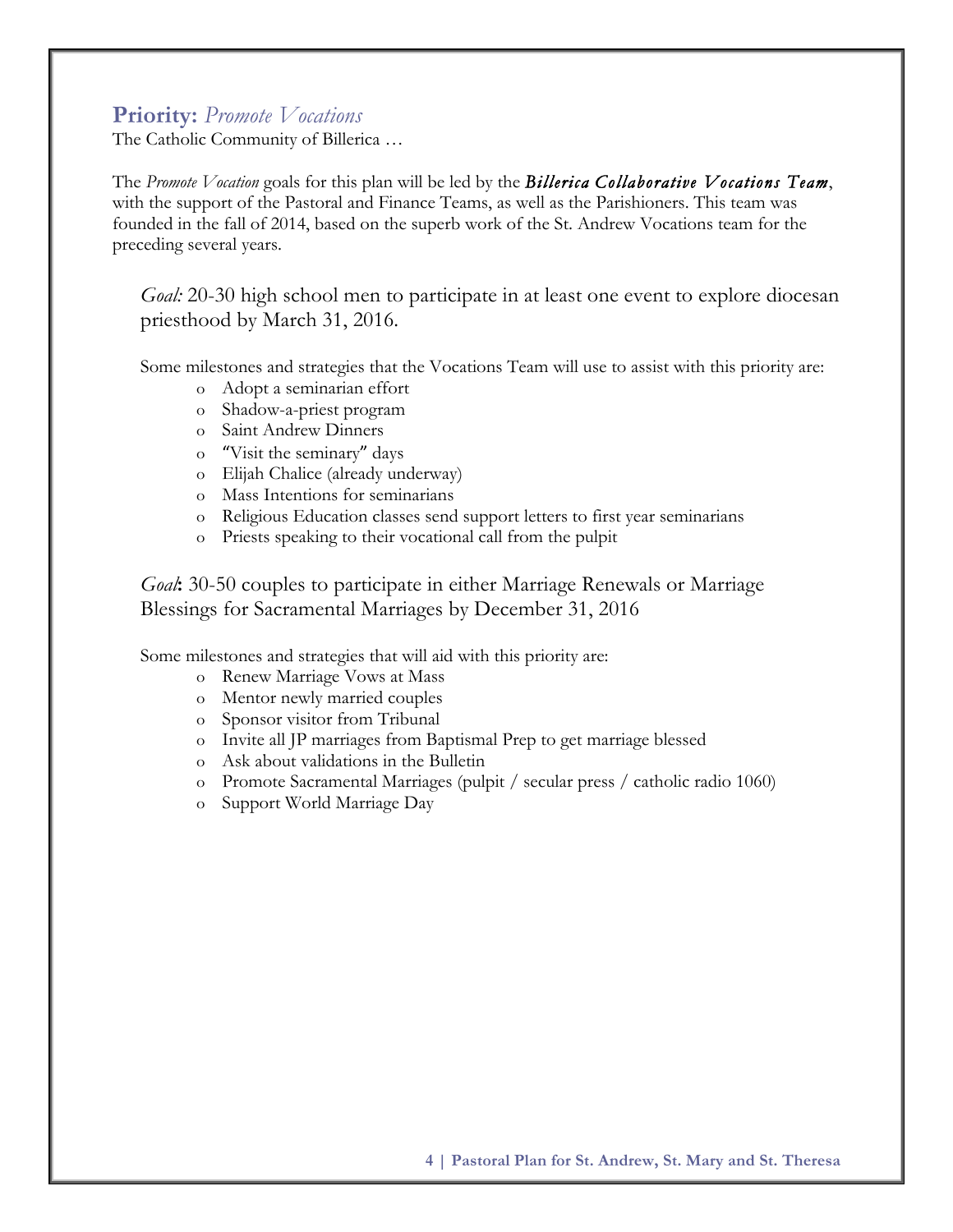## **Priority:** *Promote Vocations*

The Catholic Community of Billerica …

The *Promote Vocation* goals for this plan will be led by the ***Billerica Collaborative Vocations Team***, with the support of the Pastoral and Finance Teams, as well as the Parishioners. This team was founded in the fall of 2014, based on the superb work of the St. Andrew Vocations team for the preceding several years.

*Goal:* 20-30 high school men to participate in at least one event to explore diocesan priesthood by March 31, 2016.

Some milestones and strategies that the Vocations Team will use to assist with this priority are:

- Adopt a seminarian effort
- Shadow-a-priest program
- Saint Andrew Dinners
- "Visit the seminary" days
- Elijah Chalice (already underway)
- Mass Intentions for seminarians
- Religious Education classes send support letters to first year seminarians
- Priests speaking to their vocational call from the pulpit

*Goal***:** 30-50 couples to participate in either Marriage Renewals or Marriage Blessings for Sacramental Marriages by December 31, 2016

Some milestones and strategies that will aid with this priority are:

- Renew Marriage Vows at Mass
- Mentor newly married couples
- Sponsor visitor from Tribunal
- Invite all JP marriages from Baptismal Prep to get marriage blessed
- Ask about validations in the Bulletin
- Promote Sacramental Marriages (pulpit / secular press / catholic radio 1060)
- Support World Marriage Day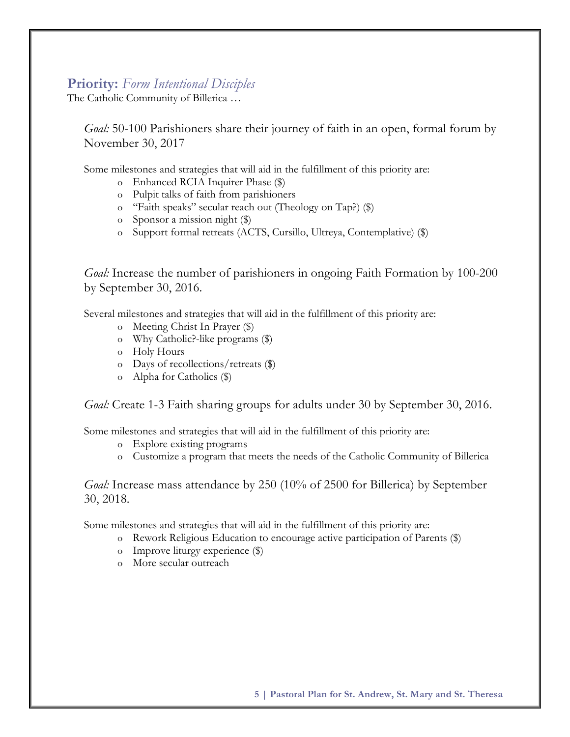## **Priority:** *Form Intentional Disciples*

The Catholic Community of Billerica …

*Goal:* 50-100 Parishioners share their journey of faith in an open, formal forum by November 30, 2017

Some milestones and strategies that will aid in the fulfillment of this priority are:

- Enhanced RCIA Inquirer Phase ($)
- Pulpit talks of faith from parishioners
- "Faith speaks" secular reach out (Theology on Tap?) ($)
- Sponsor a mission night ($)
- Support formal retreats (ACTS, Cursillo, Ultreya, Contemplative) ($)

*Goal:* Increase the number of parishioners in ongoing Faith Formation by 100-200 by September 30, 2016.

Several milestones and strategies that will aid in the fulfillment of this priority are:

- Meeting Christ In Prayer ($)
- Why Catholic?-like programs ($)
- Holy Hours
- Days of recollections/retreats ($)
- Alpha for Catholics ($)

*Goal:* Create 1-3 Faith sharing groups for adults under 30 by September 30, 2016.

Some milestones and strategies that will aid in the fulfillment of this priority are:

- Explore existing programs
- Customize a program that meets the needs of the Catholic Community of Billerica

*Goal:* Increase mass attendance by 250 (10% of 2500 for Billerica) by September 30, 2018.

Some milestones and strategies that will aid in the fulfillment of this priority are:

- Rework Religious Education to encourage active participation of Parents ($)
- Improve liturgy experience ($)
- More secular outreach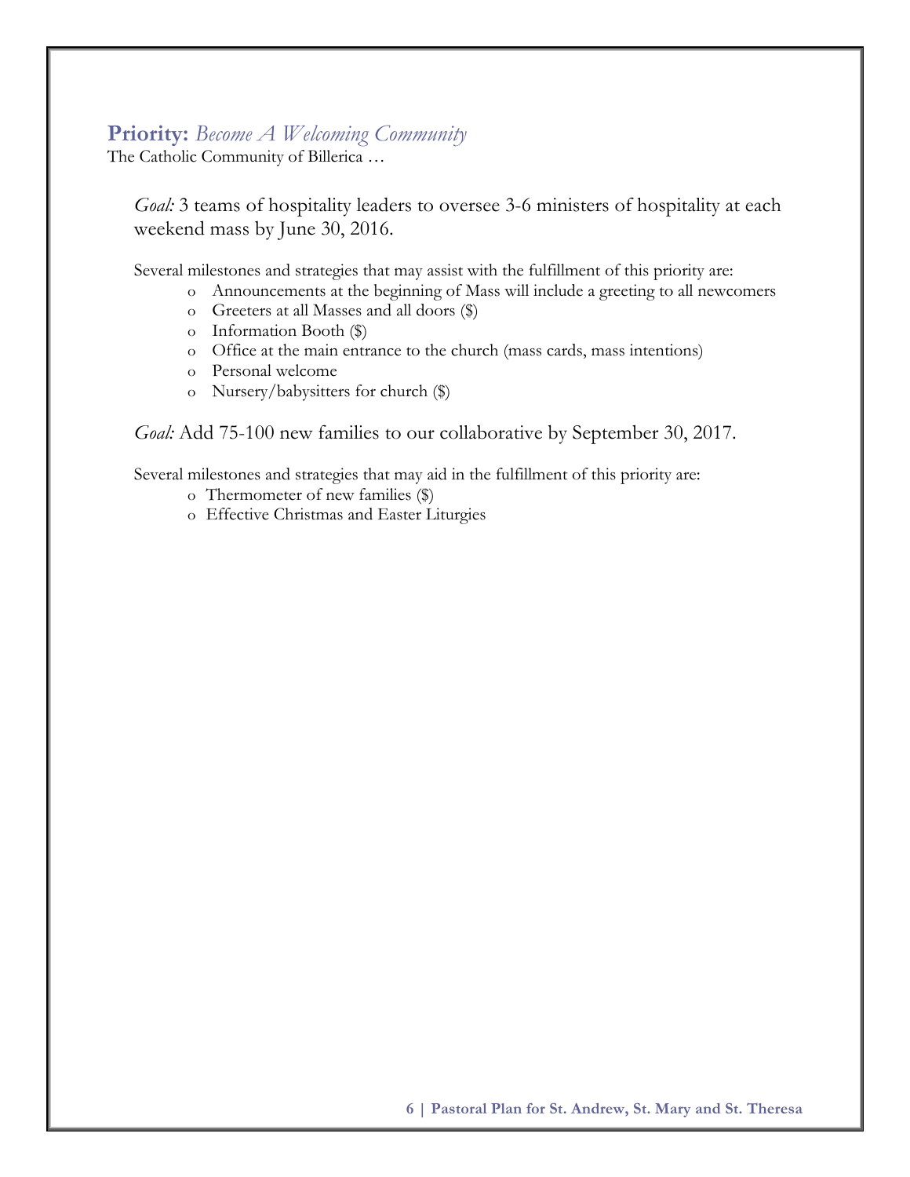## **Priority:** *Become A Welcoming Community*

The Catholic Community of Billerica …

*Goal:* 3 teams of hospitality leaders to oversee 3-6 ministers of hospitality at each weekend mass by June 30, 2016.

Several milestones and strategies that may assist with the fulfillment of this priority are:

- Announcements at the beginning of Mass will include a greeting to all newcomers
- Greeters at all Masses and all doors ($)
- Information Booth ($)
- Office at the main entrance to the church (mass cards, mass intentions)
- Personal welcome
- Nursery/babysitters for church ($)

*Goal:* Add 75-100 new families to our collaborative by September 30, 2017.

Several milestones and strategies that may aid in the fulfillment of this priority are:

- Thermometer of new families ($)
- Effective Christmas and Easter Liturgies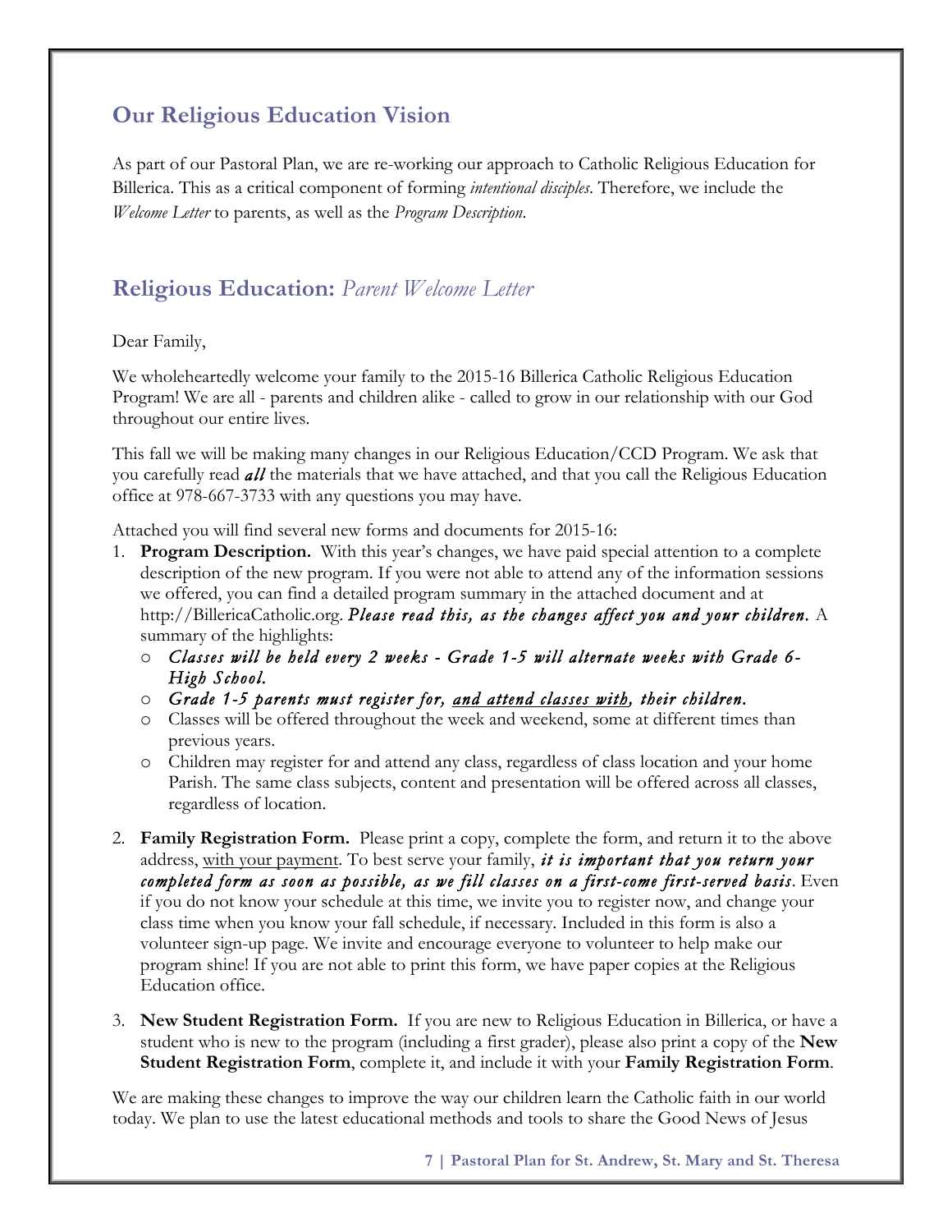## Our Religious Education Vision

As part of our Pastoral Plan, we are re-working our approach to Catholic Religious Education for Billerica. This as a critical component of forming *intentional disciples*. Therefore, we include the *Welcome Letter* to parents, as well as the *Program Description*.

## Religious Education: *Parent Welcome Letter*

Dear Family,

We wholeheartedly welcome your family to the 2015-16 Billerica Catholic Religious Education Program! We are all - parents and children alike - called to grow in our relationship with our God throughout our entire lives.

This fall we will be making many changes in our Religious Education/CCD Program. We ask that you carefully read ***all*** the materials that we have attached, and that you call the Religious Education office at 978-667-3733 with any questions you may have.

Attached you will find several new forms and documents for 2015-16:

1. **Program Description.** With this year's changes, we have paid special attention to a complete description of the new program. If you were not able to attend any of the information sessions we offered, you can find a detailed program summary in the attached document and at http://BillericaCatholic.org. *Please read this, as the changes affect you and your children.* A summary of the highlights:
   - *Classes will be held every 2 weeks - Grade 1-5 will alternate weeks with Grade 6-High School.*
   - *Grade 1-5 parents must register for, <u>and attend classes with</u>, their children.*
   - Classes will be offered throughout the week and weekend, some at different times than previous years.
   - Children may register for and attend any class, regardless of class location and your home Parish. The same class subjects, content and presentation will be offered across all classes, regardless of location.
2. **Family Registration Form.** Please print a copy, complete the form, and return it to the above address, <u>with your payment</u>. To best serve your family, ***it is important that you return your completed form as soon as possible, as we fill classes on a first-come first-served basis***. Even if you do not know your schedule at this time, we invite you to register now, and change your class time when you know your fall schedule, if necessary. Included in this form is also a volunteer sign-up page. We invite and encourage everyone to volunteer to help make our program shine! If you are not able to print this form, we have paper copies at the Religious Education office.
3. **New Student Registration Form.** If you are new to Religious Education in Billerica, or have a student who is new to the program (including a first grader), please also print a copy of the **New Student Registration Form**, complete it, and include it with your **Family Registration Form**.

We are making these changes to improve the way our children learn the Catholic faith in our world today. We plan to use the latest educational methods and tools to share the Good News of Jesus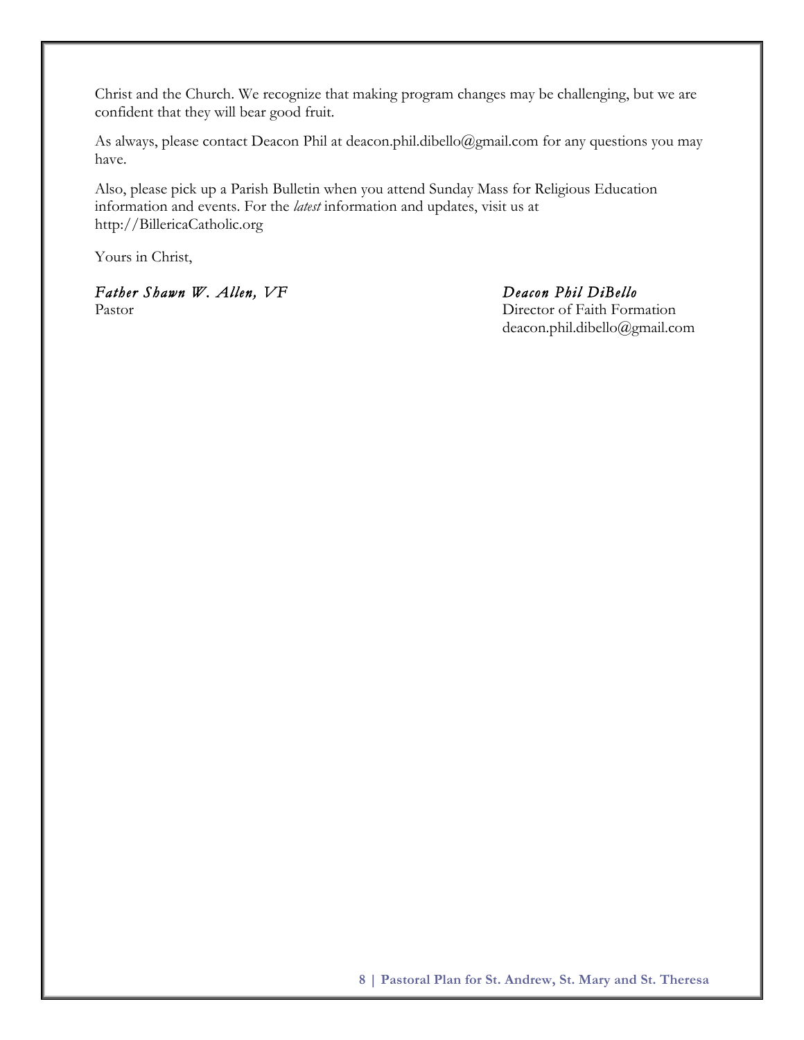Christ and the Church. We recognize that making program changes may be challenging, but we are confident that they will bear good fruit.

As always, please contact Deacon Phil at deacon.phil.dibello@gmail.com for any questions you may have.

Also, please pick up a Parish Bulletin when you attend Sunday Mass for Religious Education information and events. For the *latest* information and updates, visit us at http://BillericaCatholic.org

Yours in Christ,

*Father Shawn W. Allen, VF*
Pastor

*Deacon Phil DiBello*
Director of Faith Formation
deacon.phil.dibello@gmail.com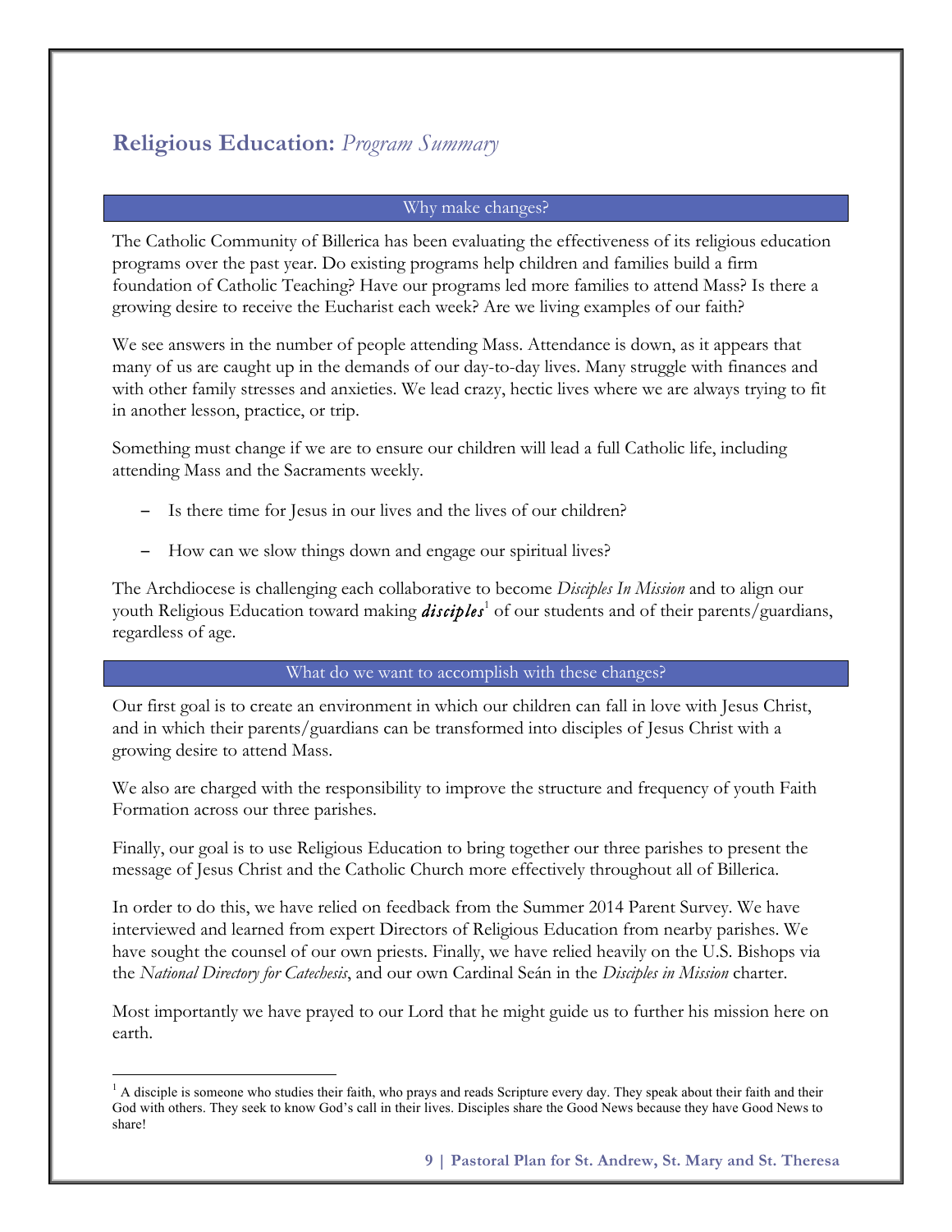# **Religious Education:** *Program Summary*

## Why make changes?

The Catholic Community of Billerica has been evaluating the effectiveness of its religious education programs over the past year. Do existing programs help children and families build a firm foundation of Catholic Teaching? Have our programs led more families to attend Mass? Is there a growing desire to receive the Eucharist each week? Are we living examples of our faith?

We see answers in the number of people attending Mass. Attendance is down, as it appears that many of us are caught up in the demands of our day-to-day lives. Many struggle with finances and with other family stresses and anxieties. We lead crazy, hectic lives where we are always trying to fit in another lesson, practice, or trip.

Something must change if we are to ensure our children will lead a full Catholic life, including attending Mass and the Sacraments weekly.

- Is there time for Jesus in our lives and the lives of our children?
- How can we slow things down and engage our spiritual lives?

The Archdiocese is challenging each collaborative to become *Disciples In Mission* and to align our youth Religious Education toward making ***disciples***[1] of our students and of their parents/guardians, regardless of age.

## What do we want to accomplish with these changes?

Our first goal is to create an environment in which our children can fall in love with Jesus Christ, and in which their parents/guardians can be transformed into disciples of Jesus Christ with a growing desire to attend Mass.

We also are charged with the responsibility to improve the structure and frequency of youth Faith Formation across our three parishes.

Finally, our goal is to use Religious Education to bring together our three parishes to present the message of Jesus Christ and the Catholic Church more effectively throughout all of Billerica.

In order to do this, we have relied on feedback from the Summer 2014 Parent Survey. We have interviewed and learned from expert Directors of Religious Education from nearby parishes. We have sought the counsel of our own priests. Finally, we have relied heavily on the U.S. Bishops via the *National Directory for Catechesis*, and our own Cardinal Seán in the *Disciples in Mission* charter.

Most importantly we have prayed to our Lord that he might guide us to further his mission here on earth.

---

[1] A disciple is someone who studies their faith, who prays and reads Scripture every day. They speak about their faith and their God with others. They seek to know God's call in their lives. Disciples share the Good News because they have Good News to share!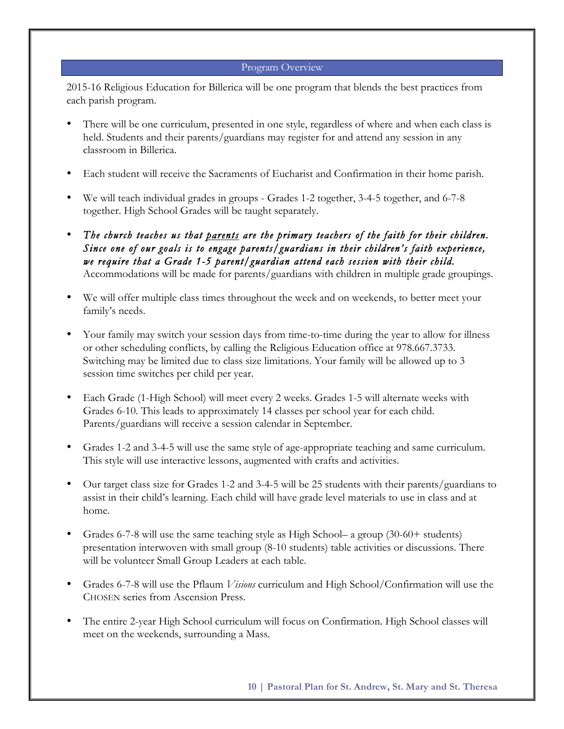## Program Overview

2015-16 Religious Education for Billerica will be one program that blends the best practices from each parish program.

- There will be one curriculum, presented in one style, regardless of where and when each class is held. Students and their parents/guardians may register for and attend any session in any classroom in Billerica.
- Each student will receive the Sacraments of Eucharist and Confirmation in their home parish.
- We will teach individual grades in groups - Grades 1-2 together, 3-4-5 together, and 6-7-8 together. High School Grades will be taught separately.
- ***The church teaches us that <u>parents</u> are the primary teachers of the faith for their children. Since one of our goals is to engage parents/guardians in their children's faith experience, we require that a Grade 1-5 parent/guardian attend each session with their child.*** Accommodations will be made for parents/guardians with children in multiple grade groupings.
- We will offer multiple class times throughout the week and on weekends, to better meet your family's needs.
- Your family may switch your session days from time-to-time during the year to allow for illness or other scheduling conflicts, by calling the Religious Education office at 978.667.3733. Switching may be limited due to class size limitations. Your family will be allowed up to 3 session time switches per child per year.
- Each Grade (1-High School) will meet every 2 weeks. Grades 1-5 will alternate weeks with Grades 6-10. This leads to approximately 14 classes per school year for each child. Parents/guardians will receive a session calendar in September.
- Grades 1-2 and 3-4-5 will use the same style of age-appropriate teaching and same curriculum. This style will use interactive lessons, augmented with crafts and activities.
- Our target class size for Grades 1-2 and 3-4-5 will be 25 students with their parents/guardians to assist in their child's learning. Each child will have grade level materials to use in class and at home.
- Grades 6-7-8 will use the same teaching style as High School– a group (30-60+ students) presentation interwoven with small group (8-10 students) table activities or discussions. There will be volunteer Small Group Leaders at each table.
- Grades 6-7-8 will use the Pflaum *Visions* curriculum and High School/Confirmation will use the CHOSEN series from Ascension Press.
- The entire 2-year High School curriculum will focus on Confirmation. High School classes will meet on the weekends, surrounding a Mass.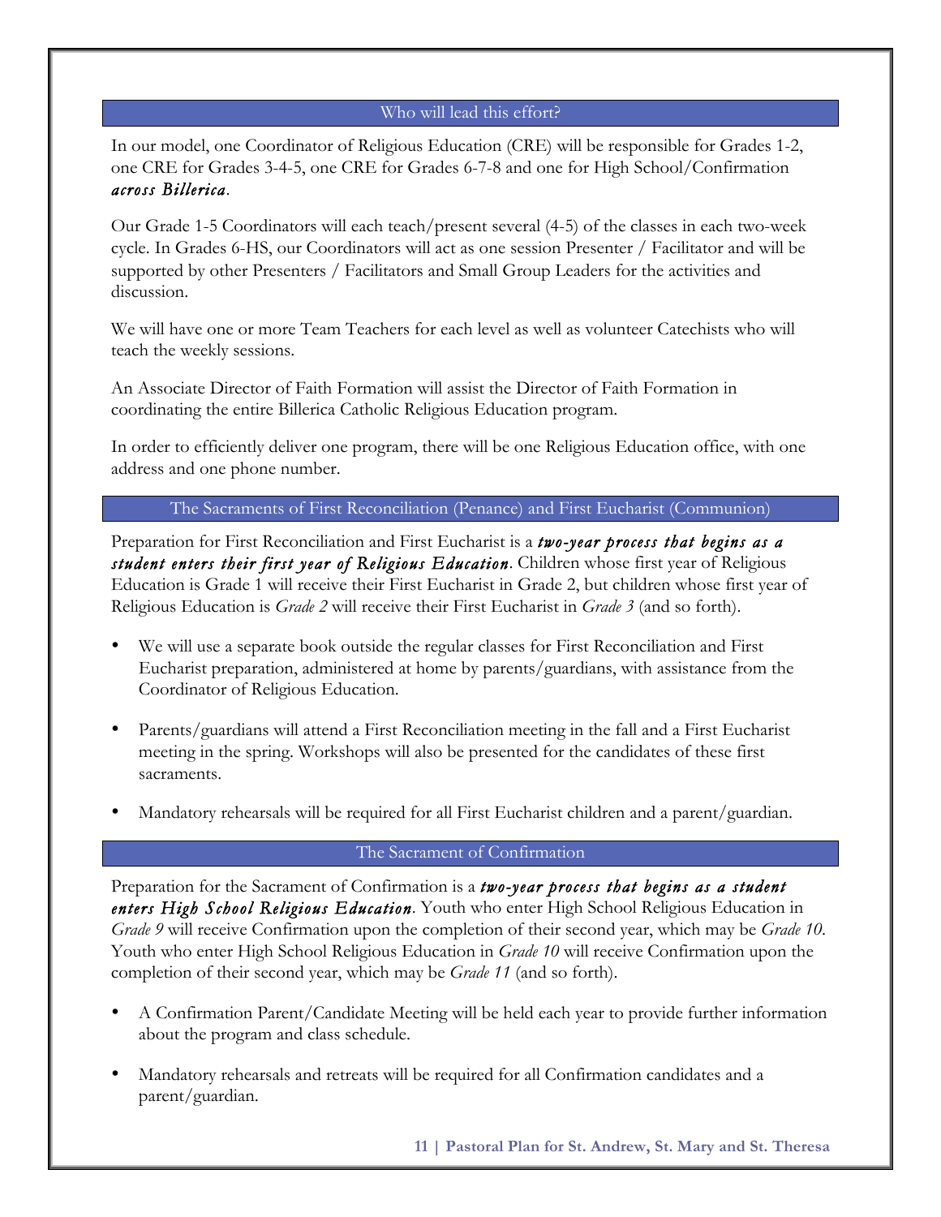## Who will lead this effort?

In our model, one Coordinator of Religious Education (CRE) will be responsible for Grades 1-2, one CRE for Grades 3-4-5, one CRE for Grades 6-7-8 and one for High School/Confirmation ***across Billerica***.

Our Grade 1-5 Coordinators will each teach/present several (4-5) of the classes in each two-week cycle. In Grades 6-HS, our Coordinators will act as one session Presenter / Facilitator and will be supported by other Presenters / Facilitators and Small Group Leaders for the activities and discussion.

We will have one or more Team Teachers for each level as well as volunteer Catechists who will teach the weekly sessions.

An Associate Director of Faith Formation will assist the Director of Faith Formation in coordinating the entire Billerica Catholic Religious Education program.

In order to efficiently deliver one program, there will be one Religious Education office, with one address and one phone number.

## The Sacraments of First Reconciliation (Penance) and First Eucharist (Communion)

Preparation for First Reconciliation and First Eucharist is a ***two-year process that begins as a student enters their first year of Religious Education***. Children whose first year of Religious Education is Grade 1 will receive their First Eucharist in Grade 2, but children whose first year of Religious Education is *Grade 2* will receive their First Eucharist in *Grade 3* (and so forth).

- We will use a separate book outside the regular classes for First Reconciliation and First Eucharist preparation, administered at home by parents/guardians, with assistance from the Coordinator of Religious Education.
- Parents/guardians will attend a First Reconciliation meeting in the fall and a First Eucharist meeting in the spring. Workshops will also be presented for the candidates of these first sacraments.
- Mandatory rehearsals will be required for all First Eucharist children and a parent/guardian.

## The Sacrament of Confirmation

Preparation for the Sacrament of Confirmation is a ***two-year process that begins as a student enters High School Religious Education***. Youth who enter High School Religious Education in *Grade 9* will receive Confirmation upon the completion of their second year, which may be *Grade 10*. Youth who enter High School Religious Education in *Grade 10* will receive Confirmation upon the completion of their second year, which may be *Grade 11* (and so forth).

- A Confirmation Parent/Candidate Meeting will be held each year to provide further information about the program and class schedule.
- Mandatory rehearsals and retreats will be required for all Confirmation candidates and a parent/guardian.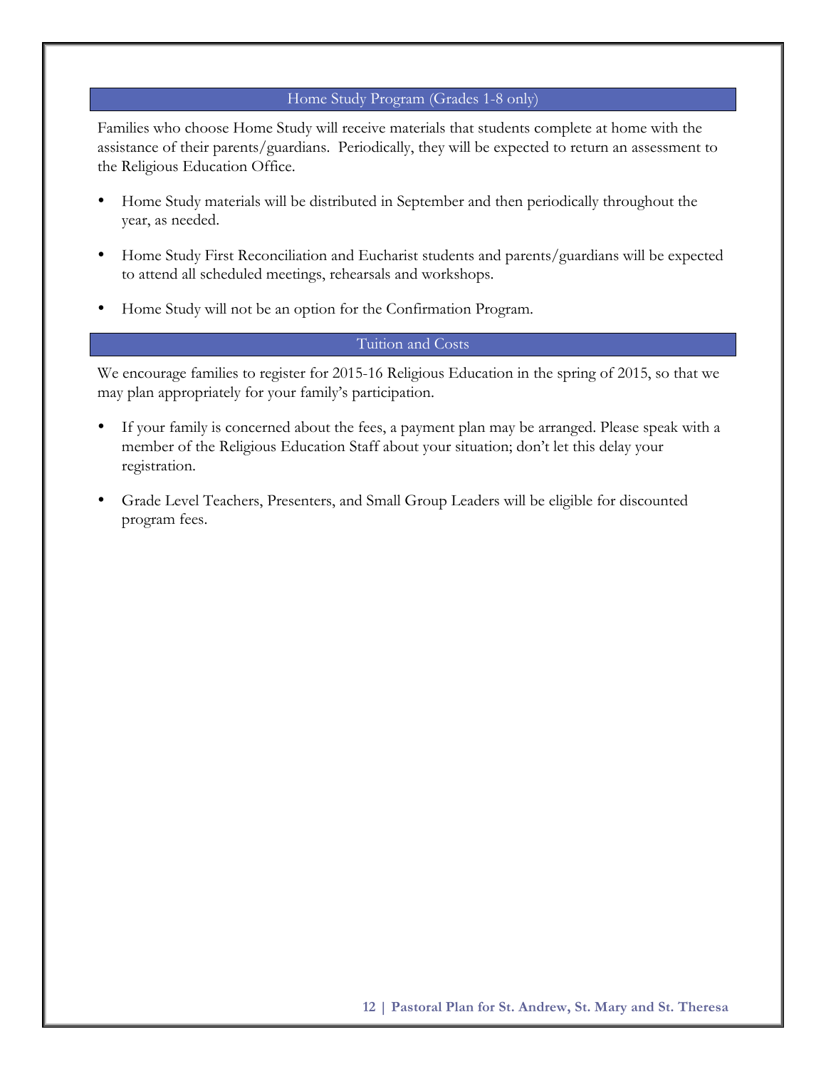## Home Study Program (Grades 1-8 only)

Families who choose Home Study will receive materials that students complete at home with the assistance of their parents/guardians. Periodically, they will be expected to return an assessment to the Religious Education Office.

- Home Study materials will be distributed in September and then periodically throughout the year, as needed.
- Home Study First Reconciliation and Eucharist students and parents/guardians will be expected to attend all scheduled meetings, rehearsals and workshops.
- Home Study will not be an option for the Confirmation Program.

## Tuition and Costs

We encourage families to register for 2015-16 Religious Education in the spring of 2015, so that we may plan appropriately for your family's participation.

- If your family is concerned about the fees, a payment plan may be arranged. Please speak with a member of the Religious Education Staff about your situation; don't let this delay your registration.
- Grade Level Teachers, Presenters, and Small Group Leaders will be eligible for discounted program fees.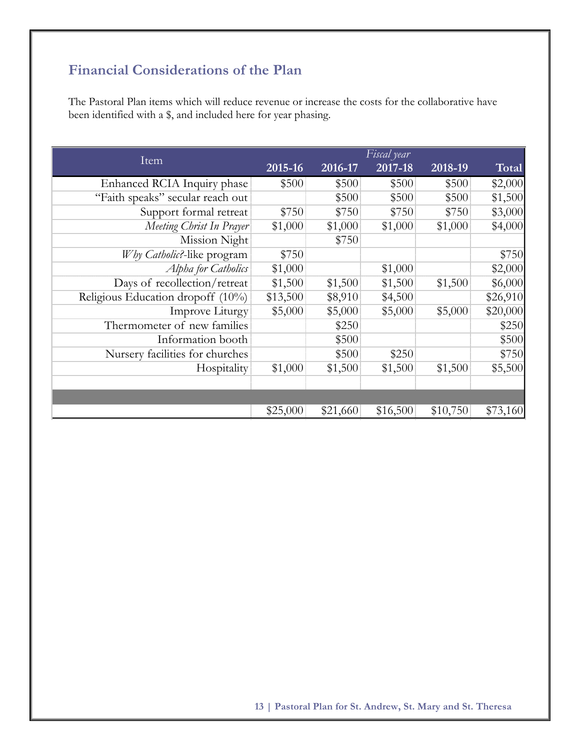## Financial Considerations of the Plan

The Pastoral Plan items which will reduce revenue or increase the costs for the collaborative have been identified with a $, and included here for year phasing.

| Item | *Fiscal year* 2015-16 | 2016-17 | 2017-18 | 2018-19 | Total |
|---|---|---|---|---|---|
| Enhanced RCIA Inquiry phase | $500 | $500 | $500 | $500 | $2,000 |
| "Faith speaks" secular reach out | | $500 | $500 | $500 | $1,500 |
| Support formal retreat | $750 | $750 | $750 | $750 | $3,000 |
| *Meeting Christ In Prayer* | $1,000 | $1,000 | $1,000 | $1,000 | $4,000 |
| Mission Night | | $750 | | | |
| *Why Catholic?*-like program | $750 | | | | $750 |
| *Alpha for Catholics* | $1,000 | | $1,000 | | $2,000 |
| Days of recollection/retreat | $1,500 | $1,500 | $1,500 | $1,500 | $6,000 |
| Religious Education dropoff (10%) | $13,500 | $8,910 | $4,500 | | $26,910 |
| Improve Liturgy | $5,000 | $5,000 | $5,000 | $5,000 | $20,000 |
| Thermometer of new families | | $250 | | | $250 |
| Information booth | | $500 | | | $500 |
| Nursery facilities for churches | | $500 | $250 | | $750 |
| Hospitality | $1,000 | $1,500 | $1,500 | $1,500 | $5,500 |
| | | | | | |
| | | | | | |
| | $25,000 | $21,660 | $16,500 | $10,750 | $73,160 |